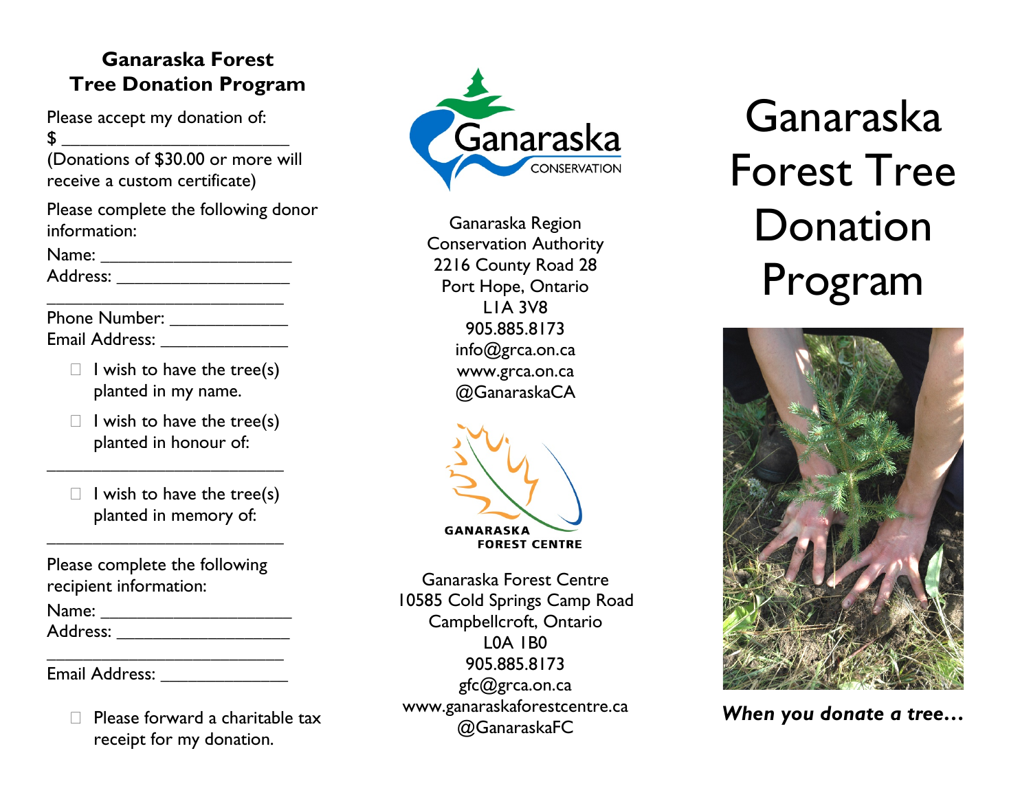## Ganaraska Forest Tree Donation Program

Please accept my donation of:

$ ________________________

(Donations of $30.00 or more will receive a custom certificate)

Please complete the following donor information:

Name: ____________________

Address: __________________

__________________________

Phone Number: ____________

Email Address: _____________

- ☐ I wish to have the tree(s) planted in my name.
- ☐ I wish to have the tree(s) planted in honour of:

__________________________

- ☐ I wish to have the tree(s) planted in memory of:

__________________________

Please complete the following recipient information:

Name: ____________________

Address: __________________

__________________________

Email Address: _____________

- ☐ Please forward a charitable tax receipt for my donation.

Ganaraska CONSERVATION

Ganaraska Region Conservation Authority
2216 County Road 28
Port Hope, Ontario
L1A 3V8
905.885.8173
info@grca.on.ca
www.grca.on.ca
@GanaraskaCA

GANARASKA FOREST CENTRE

Ganaraska Forest Centre
10585 Cold Springs Camp Road
Campbellcroft, Ontario
L0A 1B0
905.885.8173
gfc@grca.on.ca
www.ganaraskaforestcentre.ca
@GanaraskaFC

# Ganaraska Forest Tree Donation Program

***When you donate a tree…***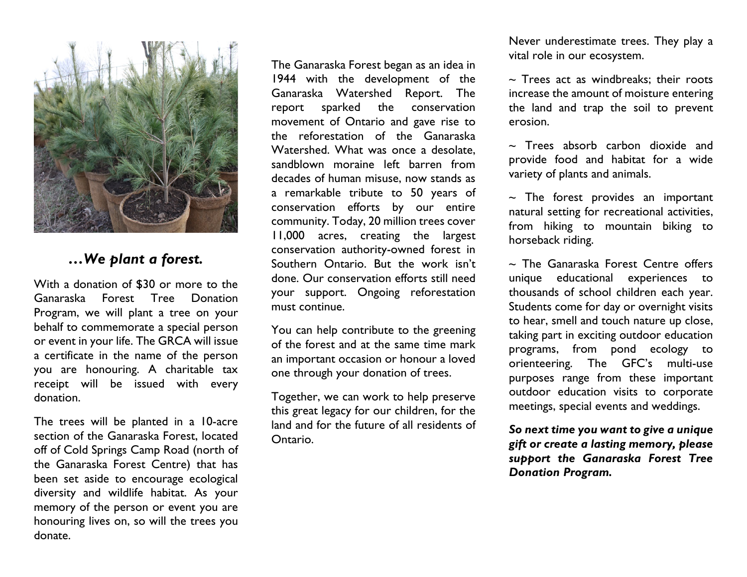*…We plant a forest.*

With a donation of $30 or more to the Ganaraska Forest Tree Donation Program, we will plant a tree on your behalf to commemorate a special person or event in your life. The GRCA will issue a certificate in the name of the person you are honouring. A charitable tax receipt will be issued with every donation.

The trees will be planted in a 10-acre section of the Ganaraska Forest, located off of Cold Springs Camp Road (north of the Ganaraska Forest Centre) that has been set aside to encourage ecological diversity and wildlife habitat. As your memory of the person or event you are honouring lives on, so will the trees you donate.

The Ganaraska Forest began as an idea in 1944 with the development of the Ganaraska Watershed Report. The report sparked the conservation movement of Ontario and gave rise to the reforestation of the Ganaraska Watershed. What was once a desolate, sandblown moraine left barren from decades of human misuse, now stands as a remarkable tribute to 50 years of conservation efforts by our entire community. Today, 20 million trees cover 11,000 acres, creating the largest conservation authority-owned forest in Southern Ontario. But the work isn't done. Our conservation efforts still need your support. Ongoing reforestation must continue.

You can help contribute to the greening of the forest and at the same time mark an important occasion or honour a loved one through your donation of trees.

Together, we can work to help preserve this great legacy for our children, for the land and for the future of all residents of Ontario.

Never underestimate trees. They play a vital role in our ecosystem.

~ Trees act as windbreaks; their roots increase the amount of moisture entering the land and trap the soil to prevent erosion.

~ Trees absorb carbon dioxide and provide food and habitat for a wide variety of plants and animals.

~ The forest provides an important natural setting for recreational activities, from hiking to mountain biking to horseback riding.

~ The Ganaraska Forest Centre offers unique educational experiences to thousands of school children each year. Students come for day or overnight visits to hear, smell and touch nature up close, taking part in exciting outdoor education programs, from pond ecology to orienteering. The GFC's multi-use purposes range from these important outdoor education visits to corporate meetings, special events and weddings.

***So next time you want to give a unique gift or create a lasting memory, please support the Ganaraska Forest Tree Donation Program.***